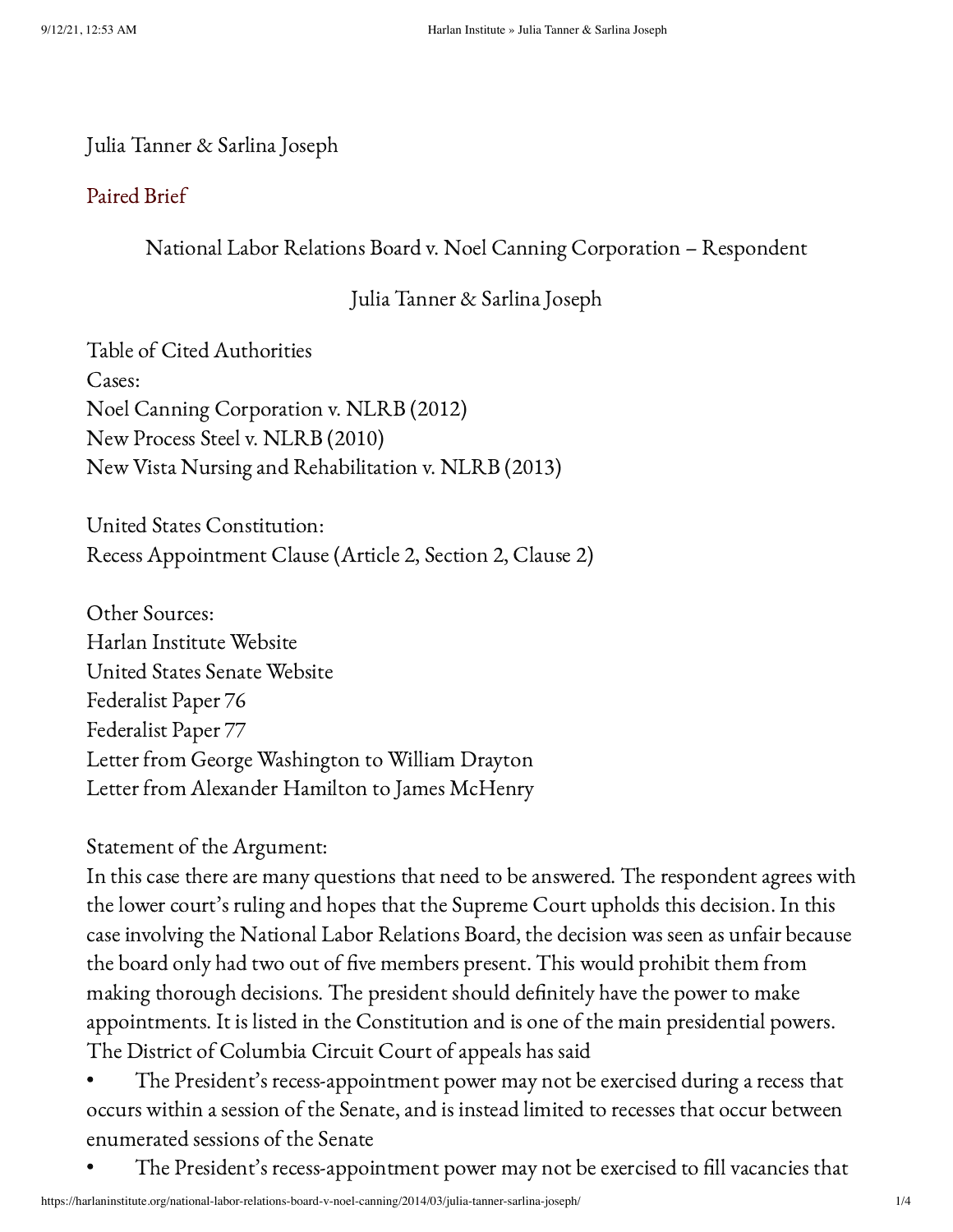# Julia Tanner & Sarlina Joseph

Paired Brief

National Labor Relations Board v. Noel Canning Corporation – Respondent

Julia Tanner & Sarlina Joseph

Table of Cited Authorities
Cases:
Noel Canning Corporation v. NLRB (2012)
New Process Steel v. NLRB (2010)
New Vista Nursing and Rehabilitation v. NLRB (2013)

United States Constitution:
Recess Appointment Clause (Article 2, Section 2, Clause 2)

Other Sources:
Harlan Institute Website
United States Senate Website
Federalist Paper 76
Federalist Paper 77
Letter from George Washington to William Drayton
Letter from Alexander Hamilton to James McHenry

Statement of the Argument:
In this case there are many questions that need to be answered. The respondent agrees with the lower court's ruling and hopes that the Supreme Court upholds this decision. In this case involving the National Labor Relations Board, the decision was seen as unfair because the board only had two out of five members present. This would prohibit them from making thorough decisions. The president should definitely have the power to make appointments. It is listed in the Constitution and is one of the main presidential powers. The District of Columbia Circuit Court of appeals has said

- The President's recess-appointment power may not be exercised during a recess that occurs within a session of the Senate, and is instead limited to recesses that occur between enumerated sessions of the Senate
- The President's recess-appointment power may not be exercised to fill vacancies that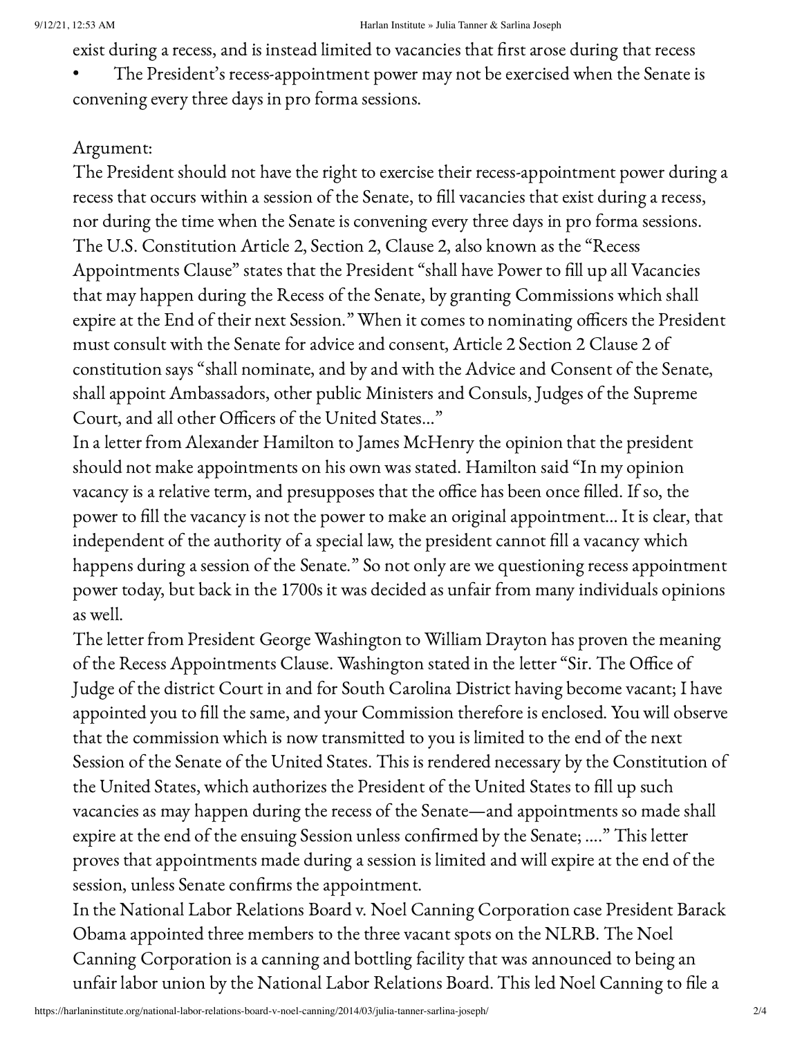exist during a recess, and is instead limited to vacancies that first arose during that recess

- The President's recess-appointment power may not be exercised when the Senate is convening every three days in pro forma sessions.

Argument:

The President should not have the right to exercise their recess-appointment power during a recess that occurs within a session of the Senate, to fill vacancies that exist during a recess, nor during the time when the Senate is convening every three days in pro forma sessions. The U.S. Constitution Article 2, Section 2, Clause 2, also known as the "Recess Appointments Clause" states that the President "shall have Power to fill up all Vacancies that may happen during the Recess of the Senate, by granting Commissions which shall expire at the End of their next Session." When it comes to nominating officers the President must consult with the Senate for advice and consent, Article 2 Section 2 Clause 2 of constitution says "shall nominate, and by and with the Advice and Consent of the Senate, shall appoint Ambassadors, other public Ministers and Consuls, Judges of the Supreme Court, and all other Officers of the United States…"

In a letter from Alexander Hamilton to James McHenry the opinion that the president should not make appointments on his own was stated. Hamilton said "In my opinion vacancy is a relative term, and presupposes that the office has been once filled. If so, the power to fill the vacancy is not the power to make an original appointment… It is clear, that independent of the authority of a special law, the president cannot fill a vacancy which happens during a session of the Senate." So not only are we questioning recess appointment power today, but back in the 1700s it was decided as unfair from many individuals opinions as well.

The letter from President George Washington to William Drayton has proven the meaning of the Recess Appointments Clause. Washington stated in the letter "Sir. The Office of Judge of the district Court in and for South Carolina District having become vacant; I have appointed you to fill the same, and your Commission therefore is enclosed. You will observe that the commission which is now transmitted to you is limited to the end of the next Session of the Senate of the United States. This is rendered necessary by the Constitution of the United States, which authorizes the President of the United States to fill up such vacancies as may happen during the recess of the Senate—and appointments so made shall expire at the end of the ensuing Session unless confirmed by the Senate; …." This letter proves that appointments made during a session is limited and will expire at the end of the session, unless Senate confirms the appointment.

In the National Labor Relations Board v. Noel Canning Corporation case President Barack Obama appointed three members to the three vacant spots on the NLRB. The Noel Canning Corporation is a canning and bottling facility that was announced to being an unfair labor union by the National Labor Relations Board. This led Noel Canning to file a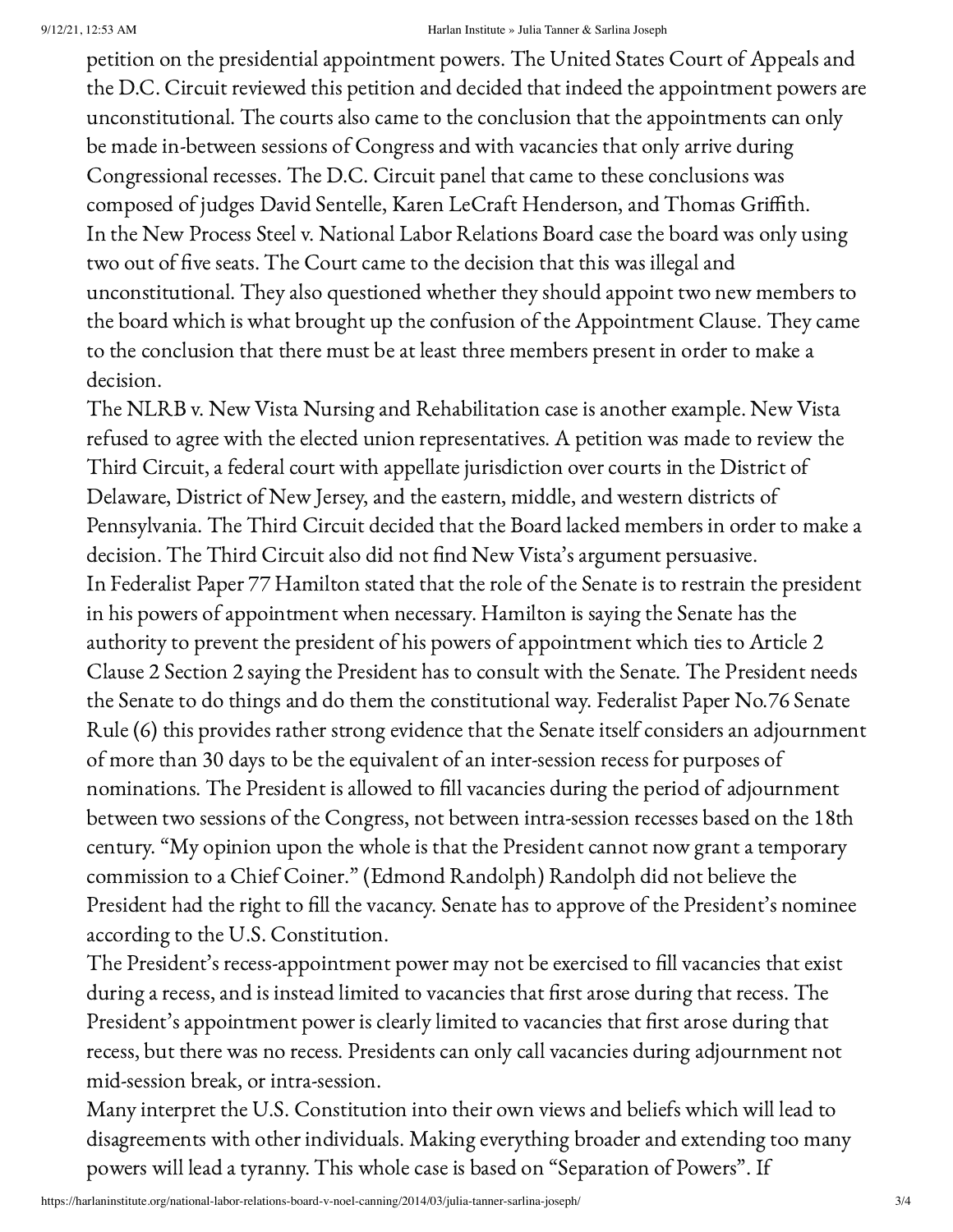petition on the presidential appointment powers. The United States Court of Appeals and the D.C. Circuit reviewed this petition and decided that indeed the appointment powers are unconstitutional. The courts also came to the conclusion that the appointments can only be made in-between sessions of Congress and with vacancies that only arrive during Congressional recesses. The D.C. Circuit panel that came to these conclusions was composed of judges David Sentelle, Karen LeCraft Henderson, and Thomas Griffith.

In the New Process Steel v. National Labor Relations Board case the board was only using two out of five seats. The Court came to the decision that this was illegal and unconstitutional. They also questioned whether they should appoint two new members to the board which is what brought up the confusion of the Appointment Clause. They came to the conclusion that there must be at least three members present in order to make a decision.

The NLRB v. New Vista Nursing and Rehabilitation case is another example. New Vista refused to agree with the elected union representatives. A petition was made to review the Third Circuit, a federal court with appellate jurisdiction over courts in the District of Delaware, District of New Jersey, and the eastern, middle, and western districts of Pennsylvania. The Third Circuit decided that the Board lacked members in order to make a decision. The Third Circuit also did not find New Vista's argument persuasive.

In Federalist Paper 77 Hamilton stated that the role of the Senate is to restrain the president in his powers of appointment when necessary. Hamilton is saying the Senate has the authority to prevent the president of his powers of appointment which ties to Article 2 Clause 2 Section 2 saying the President has to consult with the Senate. The President needs the Senate to do things and do them the constitutional way. Federalist Paper No.76 Senate Rule (6) this provides rather strong evidence that the Senate itself considers an adjournment of more than 30 days to be the equivalent of an inter-session recess for purposes of nominations. The President is allowed to fill vacancies during the period of adjournment between two sessions of the Congress, not between intra-session recesses based on the 18th century. "My opinion upon the whole is that the President cannot now grant a temporary commission to a Chief Coiner." (Edmond Randolph) Randolph did not believe the President had the right to fill the vacancy. Senate has to approve of the President's nominee according to the U.S. Constitution.

The President's recess-appointment power may not be exercised to fill vacancies that exist during a recess, and is instead limited to vacancies that first arose during that recess. The President's appointment power is clearly limited to vacancies that first arose during that recess, but there was no recess. Presidents can only call vacancies during adjournment not mid-session break, or intra-session.

Many interpret the U.S. Constitution into their own views and beliefs which will lead to disagreements with other individuals. Making everything broader and extending too many powers will lead a tyranny. This whole case is based on "Separation of Powers". If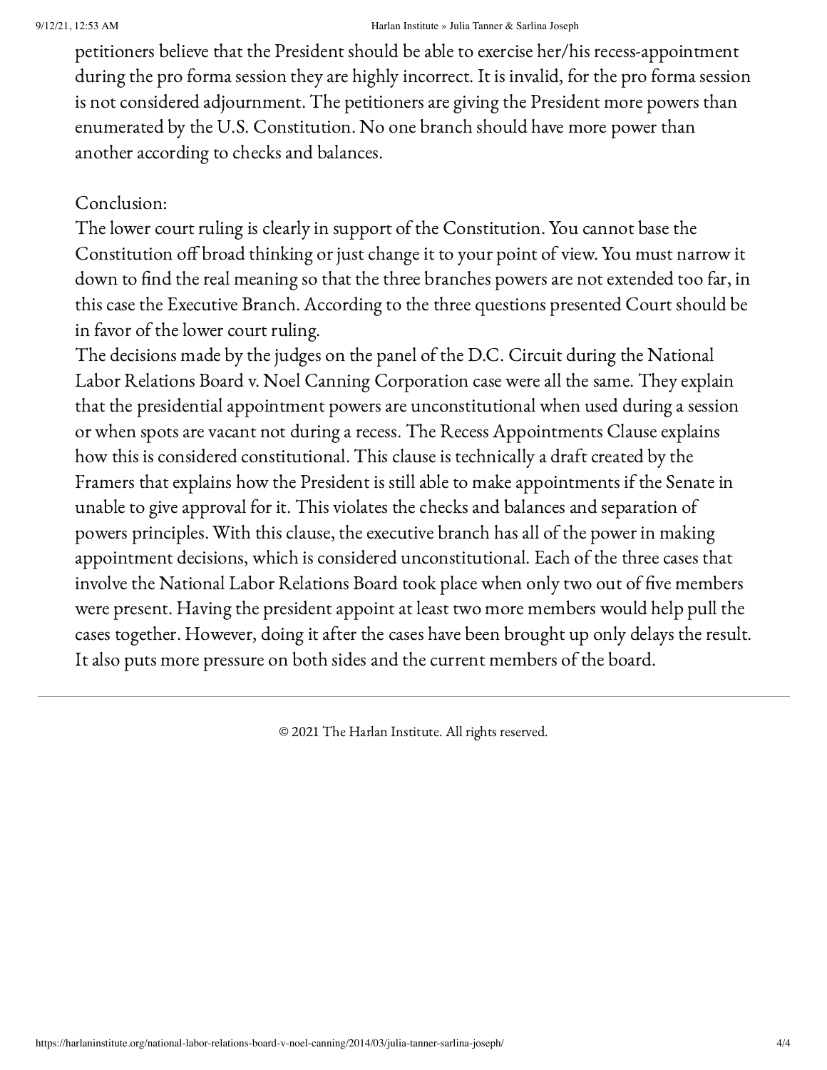petitioners believe that the President should be able to exercise her/his recess-appointment during the pro forma session they are highly incorrect. It is invalid, for the pro forma session is not considered adjournment. The petitioners are giving the President more powers than enumerated by the U.S. Constitution. No one branch should have more power than another according to checks and balances.

Conclusion:

The lower court ruling is clearly in support of the Constitution. You cannot base the Constitution off broad thinking or just change it to your point of view. You must narrow it down to find the real meaning so that the three branches powers are not extended too far, in this case the Executive Branch. According to the three questions presented Court should be in favor of the lower court ruling.

The decisions made by the judges on the panel of the D.C. Circuit during the National Labor Relations Board v. Noel Canning Corporation case were all the same. They explain that the presidential appointment powers are unconstitutional when used during a session or when spots are vacant not during a recess. The Recess Appointments Clause explains how this is considered constitutional. This clause is technically a draft created by the Framers that explains how the President is still able to make appointments if the Senate in unable to give approval for it. This violates the checks and balances and separation of powers principles. With this clause, the executive branch has all of the power in making appointment decisions, which is considered unconstitutional. Each of the three cases that involve the National Labor Relations Board took place when only two out of five members were present. Having the president appoint at least two more members would help pull the cases together. However, doing it after the cases have been brought up only delays the result. It also puts more pressure on both sides and the current members of the board.

© 2021 The Harlan Institute. All rights reserved.